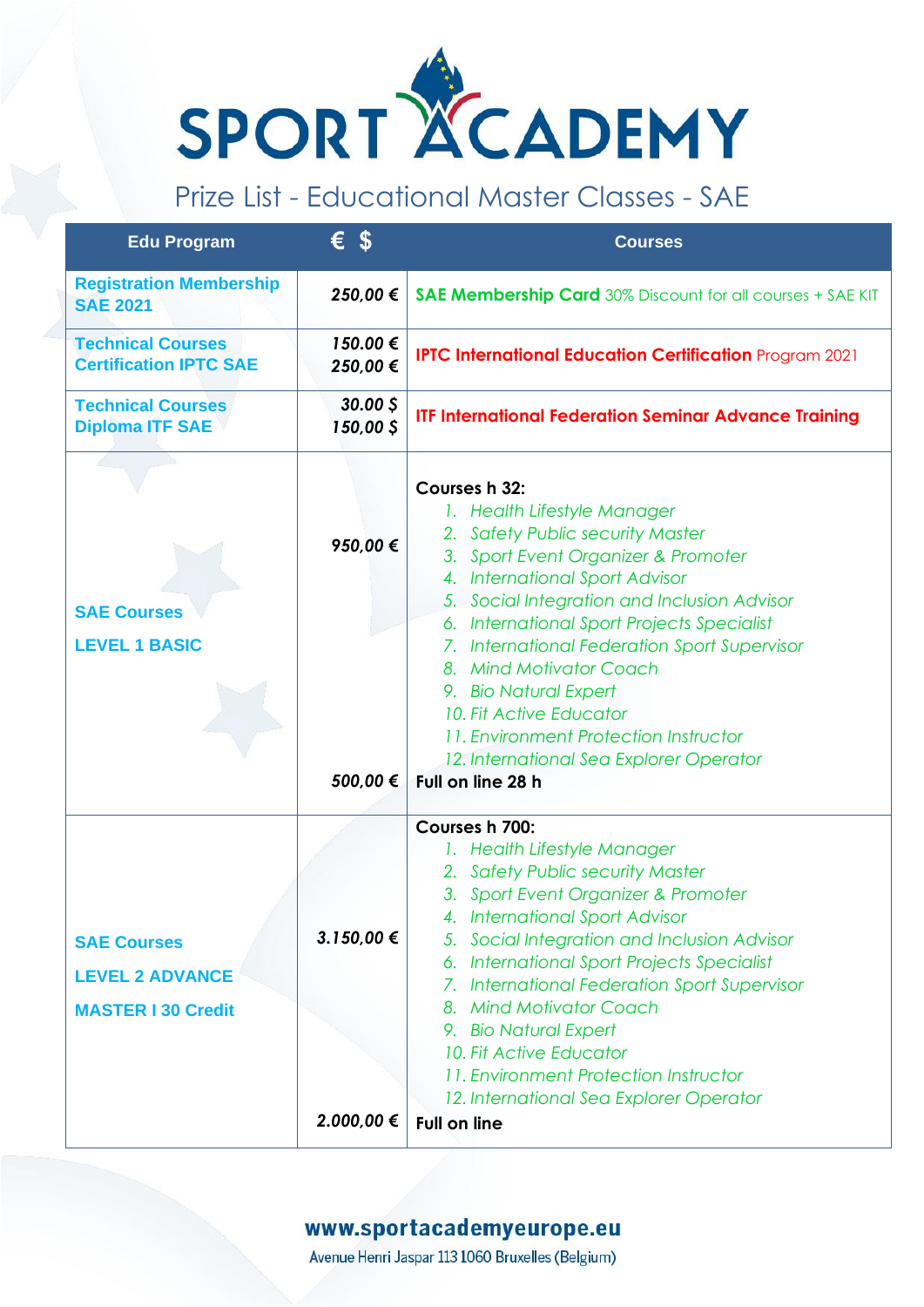# SPORT ACADEMY

## Prize List - Educational Master Classes - SAE

| Edu Program | € $ | Courses |
|---|---|---|
| **Registration Membership SAE 2021** | *250,00 €* | **SAE Membership Card** 30% Discount for all courses + SAE KIT |
| **Technical Courses Certification IPTC SAE** | *150.00 €*<br>*250,00 €* | **IPTC International Education Certification** Program 2021 |
| **Technical Courses Diploma ITF SAE** | *30.00 $*<br>*150,00 $* | **ITF International Federation Seminar Advance Training** |
| **SAE Courses**<br>**LEVEL 1 BASIC** | *950,00 €*<br><br>*500,00 €* | **Courses h 32:**<br>1. *Health Lifestyle Manager*<br>2. *Safety Public security Master*<br>3. *Sport Event Organizer & Promoter*<br>4. *International Sport Advisor*<br>5. *Social Integration and Inclusion Advisor*<br>6. *International Sport Projects Specialist*<br>7. *International Federation Sport Supervisor*<br>8. *Mind Motivator Coach*<br>9. *Bio Natural Expert*<br>10. *Fit Active Educator*<br>11. *Environment Protection Instructor*<br>12. *International Sea Explorer Operator*<br>**Full on line 28 h** |
| **SAE Courses**<br>**LEVEL 2 ADVANCE**<br>**MASTER I 30 Credit** | *3.150,00 €*<br><br>*2.000,00 €* | **Courses h 700:**<br>1. *Health Lifestyle Manager*<br>2. *Safety Public security Master*<br>3. *Sport Event Organizer & Promoter*<br>4. *International Sport Advisor*<br>5. *Social Integration and Inclusion Advisor*<br>6. *International Sport Projects Specialist*<br>7. *International Federation Sport Supervisor*<br>8. *Mind Motivator Coach*<br>9. *Bio Natural Expert*<br>10. *Fit Active Educator*<br>11. *Environment Protection Instructor*<br>12. *International Sea Explorer Operator*<br>**Full on line** |

**www.sportacademyeurope.eu**

Avenue Henri Jaspar 113 1060 Bruxelles (Belgium)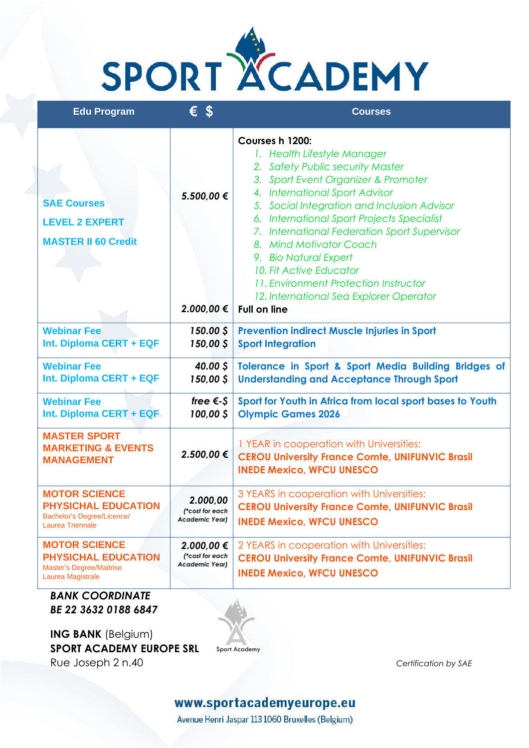# SPORT ACADEMY

| Edu Program | € $ | Courses |
|---|---|---|
| **SAE Courses**<br>**LEVEL 2 EXPERT**<br>**MASTER II 60 Credit** | *5.500,00 €*<br><br>*2.000,00 €* | **Courses h 1200:**<br>1. *Health Lifestyle Manager*<br>2. *Safety Public security Master*<br>3. *Sport Event Organizer & Promoter*<br>4. *International Sport Advisor*<br>5. *Social Integration and Inclusion Advisor*<br>6. *International Sport Projects Specialist*<br>7. *International Federation Sport Supervisor*<br>8. *Mind Motivator Coach*<br>9. *Bio Natural Expert*<br>10. *Fit Active Educator*<br>11. *Environment Protection Instructor*<br>12. *International Sea Explorer Operator*<br>**Full on line** |
| **Webinar Fee**<br>**Int. Diploma CERT + EQF** | *150.00 $*<br>*150,00 $* | **Prevention indirect Muscle Injuries in Sport**<br>**Sport Integration** |
| **Webinar Fee**<br>**Int. Diploma CERT + EQF** | *40.00 $*<br>*150,00 $* | **Tolerance in Sport & Sport Media Building Bridges of Understanding and Acceptance Through Sport** |
| **Webinar Fee**<br>**Int. Diploma CERT + EQF** | *free €-$*<br>*100,00 $* | **Sport for Youth in Africa from local sport bases to Youth Olympic Games 2026** |
| **MASTER SPORT MARKETING & EVENTS MANAGEMENT** | *2.500,00 €* | 1 YEAR in cooperation with Universities:<br>**CEROU University France Comte, UNIFUNVIC Brasil INEDE Mexico, WFCU UNESCO** |
| **MOTOR SCIENCE PHYSICHAL EDUCATION**<br>Bachelor's Degree/Licence/ Laurea Triennale | *2.000,00*<br>*(\*cost for each Academic Year)* | 3 YEARS in cooperation with Universities:<br>**CEROU University France Comte, UNIFUNVIC Brasil INEDE Mexico, WFCU UNESCO** |
| **MOTOR SCIENCE PHYSICHAL EDUCATION**<br>Master's Degree/Maitrise Laurea Magistrale | *2.000,00 €*<br>*(\*cost for each Academic Year)* | 2 YEARS in cooperation with Universities:<br>**CEROU University France Comte, UNIFUNVIC Brasil INEDE Mexico, WFCU UNESCO** |

***BANK COORDINATE***
***BE 22 3632 0188 6847***

**ING BANK** (Belgium)
**SPORT ACADEMY EUROPE SRL**
Rue Joseph 2 n.40

Sport Academy

*Certification by SAE*

**www.sportacademyeurope.eu**
Avenue Henri Jaspar 113 1060 Bruxelles (Belgium)